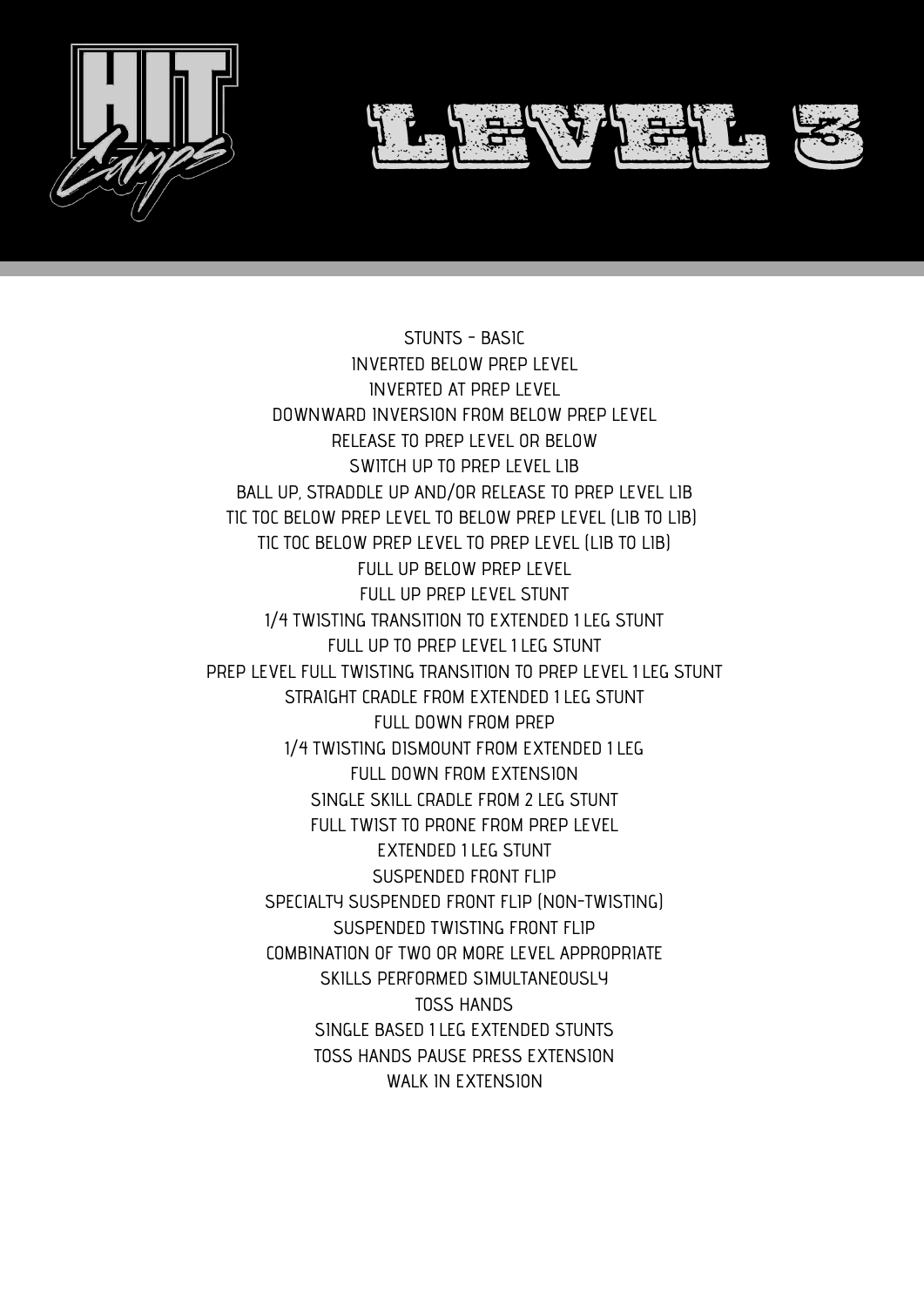# HIT Camps

# LEVEL 3

STUNTS - BASIC

INVERTED BELOW PREP LEVEL

INVERTED AT PREP LEVEL

DOWNWARD INVERSION FROM BELOW PREP LEVEL

RELEASE TO PREP LEVEL OR BELOW

SWITCH UP TO PREP LEVEL L1B

BALL UP, STRADDLE UP AND/OR RELEASE TO PREP LEVEL L1B

TIC TOC BELOW PREP LEVEL TO BELOW PREP LEVEL (L1B TO L1B)

TIC TOC BELOW PREP LEVEL TO PREP LEVEL (L1B TO L1B)

FULL UP BELOW PREP LEVEL

FULL UP PREP LEVEL STUNT

1/4 TWISTING TRANSITION TO EXTENDED 1 LEG STUNT

FULL UP TO PREP LEVEL 1 LEG STUNT

PREP LEVEL FULL TWISTING TRANSITION TO PREP LEVEL 1 LEG STUNT

STRAIGHT CRADLE FROM EXTENDED 1 LEG STUNT

FULL DOWN FROM PREP

1/4 TWISTING DISMOUNT FROM EXTENDED 1 LEG

FULL DOWN FROM EXTENSION

SINGLE SKILL CRADLE FROM 2 LEG STUNT

FULL TWIST TO PRONE FROM PREP LEVEL

EXTENDED 1 LEG STUNT

SUSPENDED FRONT FLIP

SPECIALTY SUSPENDED FRONT FLIP (NON-TWISTING)

SUSPENDED TWISTING FRONT FLIP

COMBINATION OF TWO OR MORE LEVEL APPROPRIATE SKILLS PERFORMED SIMULTANEOUSLY

TOSS HANDS

SINGLE BASED 1 LEG EXTENDED STUNTS

TOSS HANDS PAUSE PRESS EXTENSION

WALK IN EXTENSION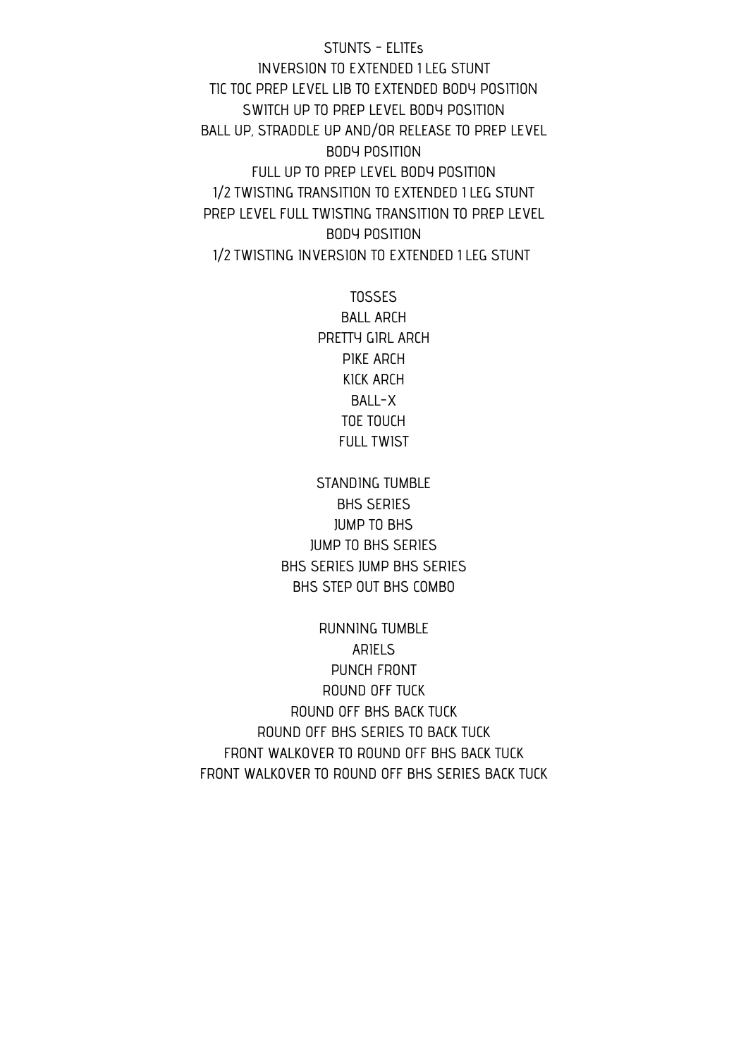## STUNTS - ELITEs

INVERSION TO EXTENDED 1 LEG STUNT
TIC TOC PREP LEVEL LIB TO EXTENDED BODY POSITION
SWITCH UP TO PREP LEVEL BODY POSITION
BALL UP, STRADDLE UP AND/OR RELEASE TO PREP LEVEL BODY POSITION
FULL UP TO PREP LEVEL BODY POSITION
1/2 TWISTING TRANSITION TO EXTENDED 1 LEG STUNT
PREP LEVEL FULL TWISTING TRANSITION TO PREP LEVEL BODY POSITION
1/2 TWISTING INVERSION TO EXTENDED 1 LEG STUNT

## TOSSES

BALL ARCH
PRETTY GIRL ARCH
PIKE ARCH
KICK ARCH
BALL-X
TOE TOUCH
FULL TWIST

## STANDING TUMBLE

BHS SERIES
JUMP TO BHS
JUMP TO BHS SERIES
BHS SERIES JUMP BHS SERIES
BHS STEP OUT BHS COMBO

## RUNNING TUMBLE

ARIELS
PUNCH FRONT
ROUND OFF TUCK
ROUND OFF BHS BACK TUCK
ROUND OFF BHS SERIES TO BACK TUCK
FRONT WALKOVER TO ROUND OFF BHS BACK TUCK
FRONT WALKOVER TO ROUND OFF BHS SERIES BACK TUCK